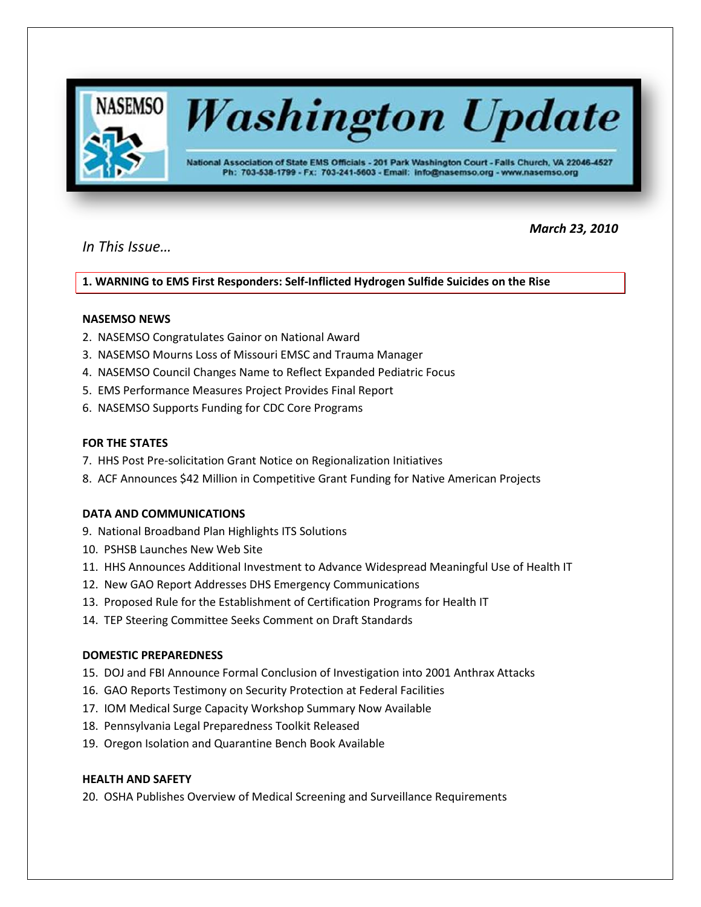# NASEMSO Washington Update

National Association of State EMS Officials - 201 Park Washington Court - Falls Church, VA 22046-4527
Ph: 703-538-1799 - Fx: 703-241-5603 - Email: info@nasemso.org - www.nasemso.org

***March 23, 2010***

*In This Issue…*

**1. WARNING to EMS First Responders: Self-Inflicted Hydrogen Sulfide Suicides on the Rise**

**NASEMSO NEWS**

2. NASEMSO Congratulates Gainor on National Award
3. NASEMSO Mourns Loss of Missouri EMSC and Trauma Manager
4. NASEMSO Council Changes Name to Reflect Expanded Pediatric Focus
5. EMS Performance Measures Project Provides Final Report
6. NASEMSO Supports Funding for CDC Core Programs

**FOR THE STATES**

7. HHS Post Pre-solicitation Grant Notice on Regionalization Initiatives
8. ACF Announces $42 Million in Competitive Grant Funding for Native American Projects

**DATA AND COMMUNICATIONS**

9. National Broadband Plan Highlights ITS Solutions
10. PSHSB Launches New Web Site
11. HHS Announces Additional Investment to Advance Widespread Meaningful Use of Health IT
12. New GAO Report Addresses DHS Emergency Communications
13. Proposed Rule for the Establishment of Certification Programs for Health IT
14. TEP Steering Committee Seeks Comment on Draft Standards

**DOMESTIC PREPAREDNESS**

15. DOJ and FBI Announce Formal Conclusion of Investigation into 2001 Anthrax Attacks
16. GAO Reports Testimony on Security Protection at Federal Facilities
17. IOM Medical Surge Capacity Workshop Summary Now Available
18. Pennsylvania Legal Preparedness Toolkit Released
19. Oregon Isolation and Quarantine Bench Book Available

**HEALTH AND SAFETY**

20. OSHA Publishes Overview of Medical Screening and Surveillance Requirements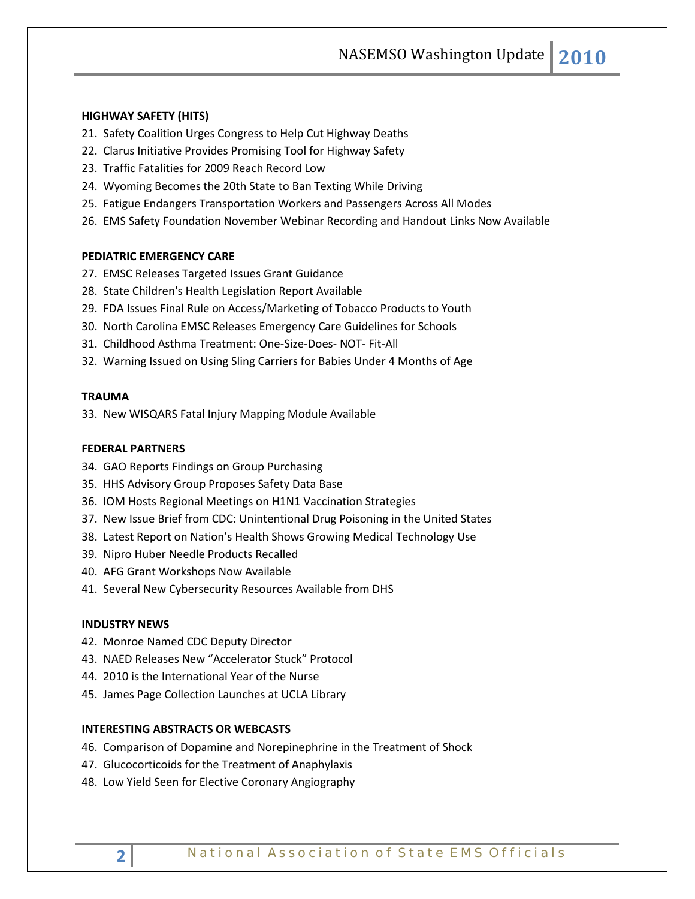**HIGHWAY SAFETY (HITS)**

21. Safety Coalition Urges Congress to Help Cut Highway Deaths
22. Clarus Initiative Provides Promising Tool for Highway Safety
23. Traffic Fatalities for 2009 Reach Record Low
24. Wyoming Becomes the 20th State to Ban Texting While Driving
25. Fatigue Endangers Transportation Workers and Passengers Across All Modes
26. EMS Safety Foundation November Webinar Recording and Handout Links Now Available

**PEDIATRIC EMERGENCY CARE**

27. EMSC Releases Targeted Issues Grant Guidance
28. State Children's Health Legislation Report Available
29. FDA Issues Final Rule on Access/Marketing of Tobacco Products to Youth
30. North Carolina EMSC Releases Emergency Care Guidelines for Schools
31. Childhood Asthma Treatment: One-Size-Does- NOT- Fit-All
32. Warning Issued on Using Sling Carriers for Babies Under 4 Months of Age

**TRAUMA**

33. New WISQARS Fatal Injury Mapping Module Available

**FEDERAL PARTNERS**

34. GAO Reports Findings on Group Purchasing
35. HHS Advisory Group Proposes Safety Data Base
36. IOM Hosts Regional Meetings on H1N1 Vaccination Strategies
37. New Issue Brief from CDC: Unintentional Drug Poisoning in the United States
38. Latest Report on Nation's Health Shows Growing Medical Technology Use
39. Nipro Huber Needle Products Recalled
40. AFG Grant Workshops Now Available
41. Several New Cybersecurity Resources Available from DHS

**INDUSTRY NEWS**

42. Monroe Named CDC Deputy Director
43. NAED Releases New "Accelerator Stuck" Protocol
44. 2010 is the International Year of the Nurse
45. James Page Collection Launches at UCLA Library

**INTERESTING ABSTRACTS OR WEBCASTS**

46. Comparison of Dopamine and Norepinephrine in the Treatment of Shock
47. Glucocorticoids for the Treatment of Anaphylaxis
48. Low Yield Seen for Elective Coronary Angiography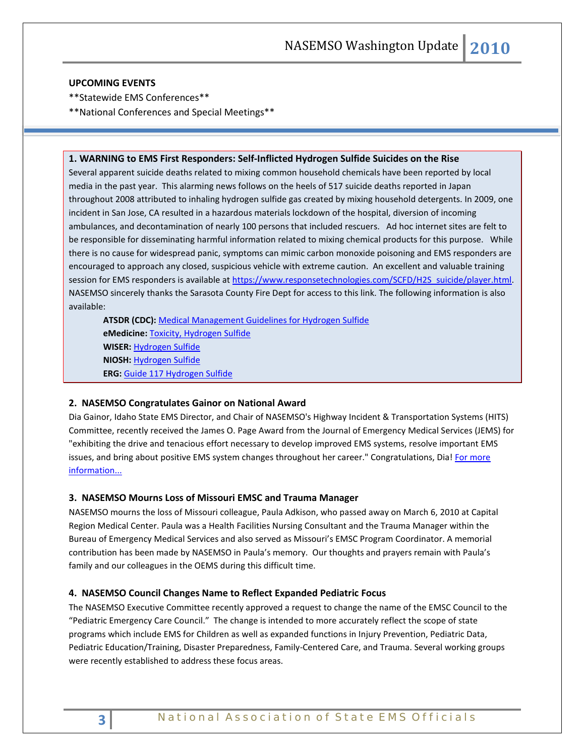**UPCOMING EVENTS**

\*\*Statewide EMS Conferences\*\*

\*\*National Conferences and Special Meetings\*\*

### 1. WARNING to EMS First Responders: Self-Inflicted Hydrogen Sulfide Suicides on the Rise

Several apparent suicide deaths related to mixing common household chemicals have been reported by local media in the past year. This alarming news follows on the heels of 517 suicide deaths reported in Japan throughout 2008 attributed to inhaling hydrogen sulfide gas created by mixing household detergents. In 2009, one incident in San Jose, CA resulted in a hazardous materials lockdown of the hospital, diversion of incoming ambulances, and decontamination of nearly 100 persons that included rescuers. Ad hoc internet sites are felt to be responsible for disseminating harmful information related to mixing chemical products for this purpose. While there is no cause for widespread panic, symptoms can mimic carbon monoxide poisoning and EMS responders are encouraged to approach any closed, suspicious vehicle with extreme caution. An excellent and valuable training session for EMS responders is available at https://www.responsetechnologies.com/SCFD/H2S_suicide/player.html. NASEMSO sincerely thanks the Sarasota County Fire Dept for access to this link. The following information is also available:

- **ATSDR (CDC):** Medical Management Guidelines for Hydrogen Sulfide
- **eMedicine:** Toxicity, Hydrogen Sulfide
- **WISER:** Hydrogen Sulfide
- **NIOSH:** Hydrogen Sulfide
- **ERG:** Guide 117 Hydrogen Sulfide

### 2. NASEMSO Congratulates Gainor on National Award

Dia Gainor, Idaho State EMS Director, and Chair of NASEMSO's Highway Incident & Transportation Systems (HITS) Committee, recently received the James O. Page Award from the Journal of Emergency Medical Services (JEMS) for "exhibiting the drive and tenacious effort necessary to develop improved EMS systems, resolve important EMS issues, and bring about positive EMS system changes throughout her career." Congratulations, Dia! For more information...

### 3. NASEMSO Mourns Loss of Missouri EMSC and Trauma Manager

NASEMSO mourns the loss of Missouri colleague, Paula Adkison, who passed away on March 6, 2010 at Capital Region Medical Center. Paula was a Health Facilities Nursing Consultant and the Trauma Manager within the Bureau of Emergency Medical Services and also served as Missouri's EMSC Program Coordinator. A memorial contribution has been made by NASEMSO in Paula's memory. Our thoughts and prayers remain with Paula's family and our colleagues in the OEMS during this difficult time.

### 4. NASEMSO Council Changes Name to Reflect Expanded Pediatric Focus

The NASEMSO Executive Committee recently approved a request to change the name of the EMSC Council to the "Pediatric Emergency Care Council." The change is intended to more accurately reflect the scope of state programs which include EMS for Children as well as expanded functions in Injury Prevention, Pediatric Data, Pediatric Education/Training, Disaster Preparedness, Family-Centered Care, and Trauma. Several working groups were recently established to address these focus areas.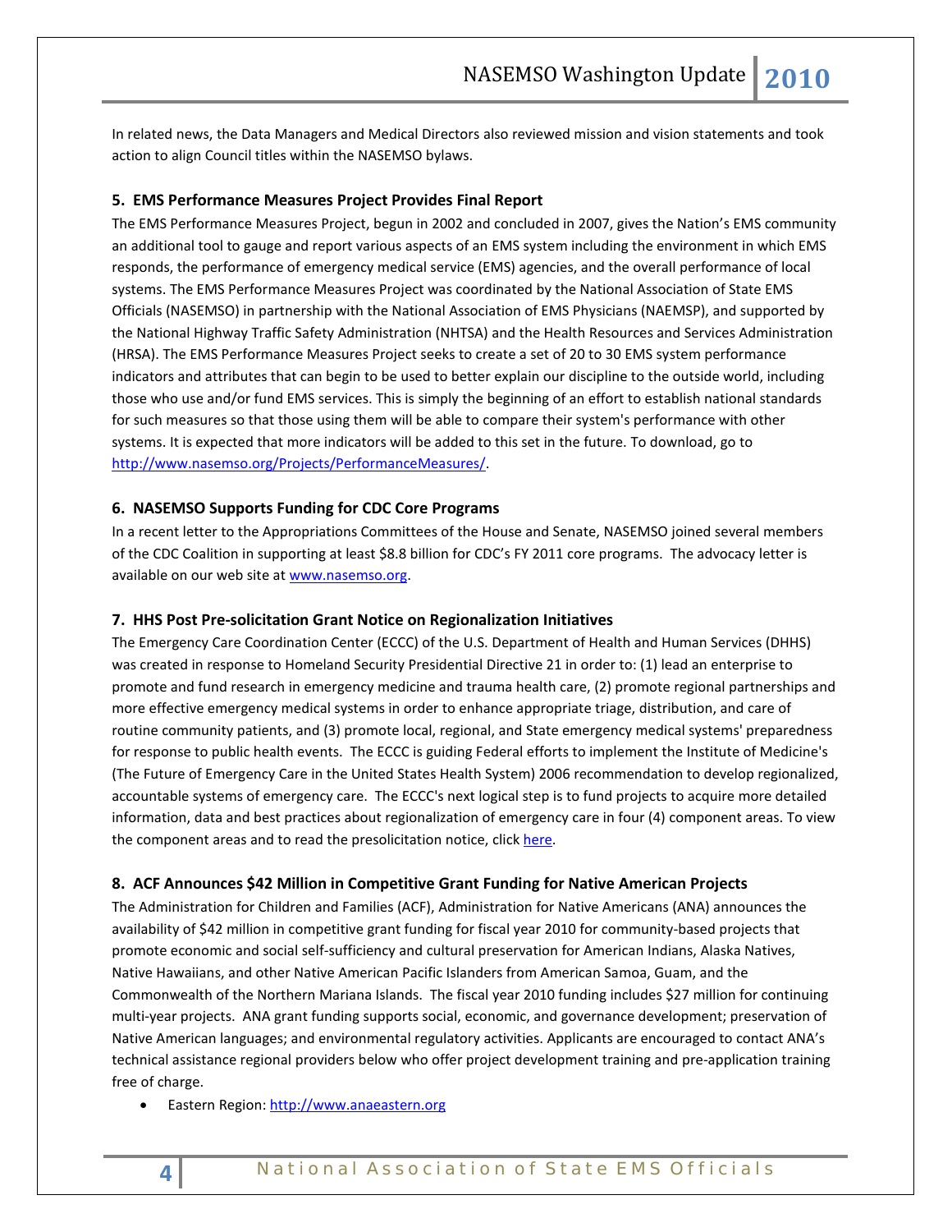In related news, the Data Managers and Medical Directors also reviewed mission and vision statements and took action to align Council titles within the NASEMSO bylaws.

### 5. EMS Performance Measures Project Provides Final Report

The EMS Performance Measures Project, begun in 2002 and concluded in 2007, gives the Nation's EMS community an additional tool to gauge and report various aspects of an EMS system including the environment in which EMS responds, the performance of emergency medical service (EMS) agencies, and the overall performance of local systems. The EMS Performance Measures Project was coordinated by the National Association of State EMS Officials (NASEMSO) in partnership with the National Association of EMS Physicians (NAEMSP), and supported by the National Highway Traffic Safety Administration (NHTSA) and the Health Resources and Services Administration (HRSA). The EMS Performance Measures Project seeks to create a set of 20 to 30 EMS system performance indicators and attributes that can begin to be used to better explain our discipline to the outside world, including those who use and/or fund EMS services. This is simply the beginning of an effort to establish national standards for such measures so that those using them will be able to compare their system's performance with other systems. It is expected that more indicators will be added to this set in the future. To download, go to http://www.nasemso.org/Projects/PerformanceMeasures/.

### 6. NASEMSO Supports Funding for CDC Core Programs

In a recent letter to the Appropriations Committees of the House and Senate, NASEMSO joined several members of the CDC Coalition in supporting at least $8.8 billion for CDC's FY 2011 core programs. The advocacy letter is available on our web site at www.nasemso.org.

### 7. HHS Post Pre-solicitation Grant Notice on Regionalization Initiatives

The Emergency Care Coordination Center (ECCC) of the U.S. Department of Health and Human Services (DHHS) was created in response to Homeland Security Presidential Directive 21 in order to: (1) lead an enterprise to promote and fund research in emergency medicine and trauma health care, (2) promote regional partnerships and more effective emergency medical systems in order to enhance appropriate triage, distribution, and care of routine community patients, and (3) promote local, regional, and State emergency medical systems' preparedness for response to public health events. The ECCC is guiding Federal efforts to implement the Institute of Medicine's (The Future of Emergency Care in the United States Health System) 2006 recommendation to develop regionalized, accountable systems of emergency care. The ECCC's next logical step is to fund projects to acquire more detailed information, data and best practices about regionalization of emergency care in four (4) component areas. To view the component areas and to read the presolicitation notice, click here.

### 8. ACF Announces $42 Million in Competitive Grant Funding for Native American Projects

The Administration for Children and Families (ACF), Administration for Native Americans (ANA) announces the availability of $42 million in competitive grant funding for fiscal year 2010 for community-based projects that promote economic and social self-sufficiency and cultural preservation for American Indians, Alaska Natives, Native Hawaiians, and other Native American Pacific Islanders from American Samoa, Guam, and the Commonwealth of the Northern Mariana Islands. The fiscal year 2010 funding includes $27 million for continuing multi-year projects. ANA grant funding supports social, economic, and governance development; preservation of Native American languages; and environmental regulatory activities. Applicants are encouraged to contact ANA's technical assistance regional providers below who offer project development training and pre-application training free of charge.

- Eastern Region: http://www.anaeastern.org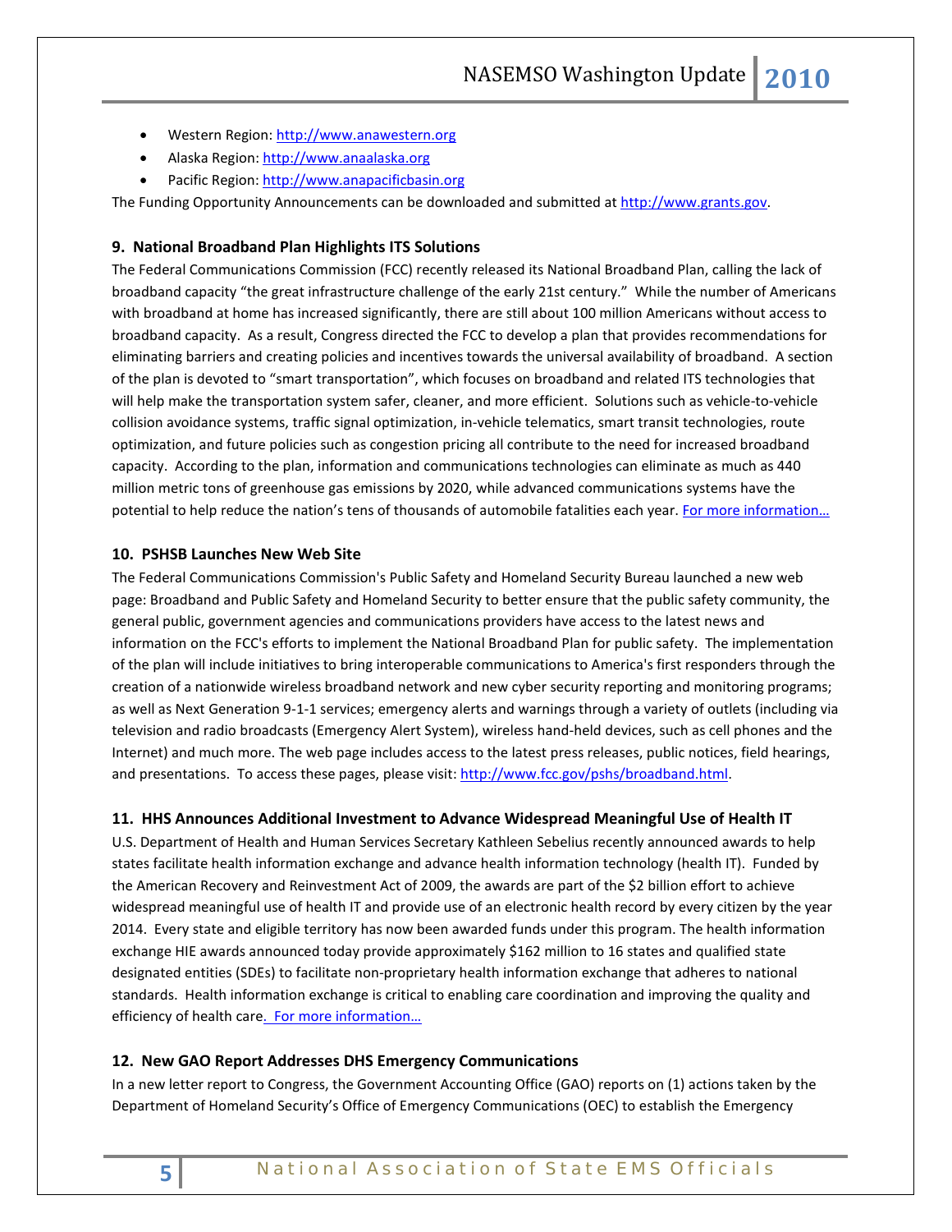- Western Region: http://www.anawestern.org
- Alaska Region: http://www.anaalaska.org
- Pacific Region: http://www.anapacificbasin.org

The Funding Opportunity Announcements can be downloaded and submitted at http://www.grants.gov.

### 9. National Broadband Plan Highlights ITS Solutions

The Federal Communications Commission (FCC) recently released its National Broadband Plan, calling the lack of broadband capacity "the great infrastructure challenge of the early 21st century." While the number of Americans with broadband at home has increased significantly, there are still about 100 million Americans without access to broadband capacity. As a result, Congress directed the FCC to develop a plan that provides recommendations for eliminating barriers and creating policies and incentives towards the universal availability of broadband. A section of the plan is devoted to "smart transportation", which focuses on broadband and related ITS technologies that will help make the transportation system safer, cleaner, and more efficient. Solutions such as vehicle-to-vehicle collision avoidance systems, traffic signal optimization, in-vehicle telematics, smart transit technologies, route optimization, and future policies such as congestion pricing all contribute to the need for increased broadband capacity. According to the plan, information and communications technologies can eliminate as much as 440 million metric tons of greenhouse gas emissions by 2020, while advanced communications systems have the potential to help reduce the nation's tens of thousands of automobile fatalities each year. For more information…

### 10. PSHSB Launches New Web Site

The Federal Communications Commission's Public Safety and Homeland Security Bureau launched a new web page: Broadband and Public Safety and Homeland Security to better ensure that the public safety community, the general public, government agencies and communications providers have access to the latest news and information on the FCC's efforts to implement the National Broadband Plan for public safety. The implementation of the plan will include initiatives to bring interoperable communications to America's first responders through the creation of a nationwide wireless broadband network and new cyber security reporting and monitoring programs; as well as Next Generation 9-1-1 services; emergency alerts and warnings through a variety of outlets (including via television and radio broadcasts (Emergency Alert System), wireless hand-held devices, such as cell phones and the Internet) and much more. The web page includes access to the latest press releases, public notices, field hearings, and presentations. To access these pages, please visit: http://www.fcc.gov/pshs/broadband.html.

### 11. HHS Announces Additional Investment to Advance Widespread Meaningful Use of Health IT

U.S. Department of Health and Human Services Secretary Kathleen Sebelius recently announced awards to help states facilitate health information exchange and advance health information technology (health IT). Funded by the American Recovery and Reinvestment Act of 2009, the awards are part of the $2 billion effort to achieve widespread meaningful use of health IT and provide use of an electronic health record by every citizen by the year 2014. Every state and eligible territory has now been awarded funds under this program. The health information exchange HIE awards announced today provide approximately $162 million to 16 states and qualified state designated entities (SDEs) to facilitate non-proprietary health information exchange that adheres to national standards. Health information exchange is critical to enabling care coordination and improving the quality and efficiency of health care. For more information…

### 12. New GAO Report Addresses DHS Emergency Communications

In a new letter report to Congress, the Government Accounting Office (GAO) reports on (1) actions taken by the Department of Homeland Security's Office of Emergency Communications (OEC) to establish the Emergency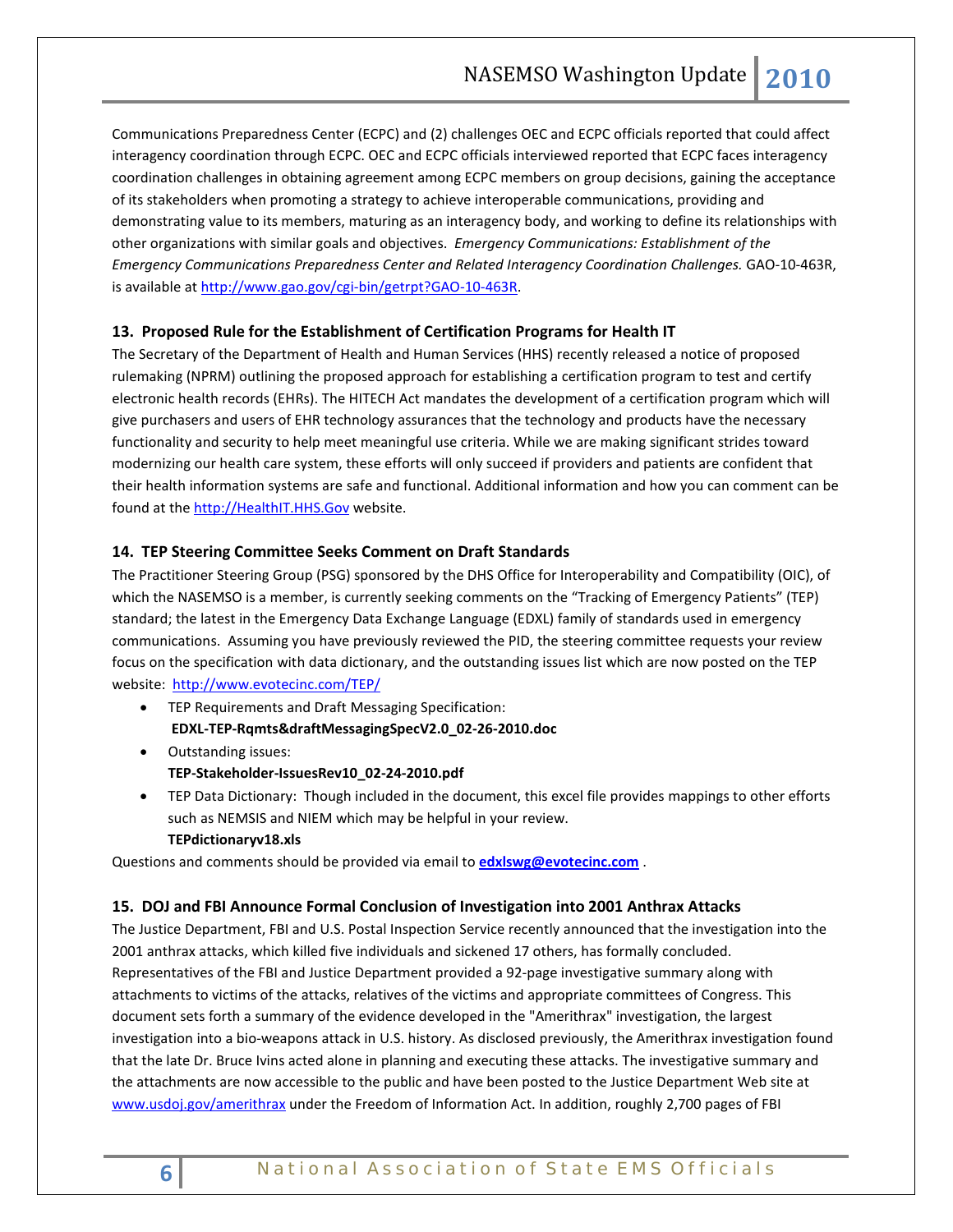Communications Preparedness Center (ECPC) and (2) challenges OEC and ECPC officials reported that could affect interagency coordination through ECPC. OEC and ECPC officials interviewed reported that ECPC faces interagency coordination challenges in obtaining agreement among ECPC members on group decisions, gaining the acceptance of its stakeholders when promoting a strategy to achieve interoperable communications, providing and demonstrating value to its members, maturing as an interagency body, and working to define its relationships with other organizations with similar goals and objectives. *Emergency Communications: Establishment of the Emergency Communications Preparedness Center and Related Interagency Coordination Challenges.* GAO-10-463R, is available at http://www.gao.gov/cgi-bin/getrpt?GAO-10-463R.

### 13. Proposed Rule for the Establishment of Certification Programs for Health IT

The Secretary of the Department of Health and Human Services (HHS) recently released a notice of proposed rulemaking (NPRM) outlining the proposed approach for establishing a certification program to test and certify electronic health records (EHRs). The HITECH Act mandates the development of a certification program which will give purchasers and users of EHR technology assurances that the technology and products have the necessary functionality and security to help meet meaningful use criteria. While we are making significant strides toward modernizing our health care system, these efforts will only succeed if providers and patients are confident that their health information systems are safe and functional. Additional information and how you can comment can be found at the http://HealthIT.HHS.Gov website.

### 14. TEP Steering Committee Seeks Comment on Draft Standards

The Practitioner Steering Group (PSG) sponsored by the DHS Office for Interoperability and Compatibility (OIC), of which the NASEMSO is a member, is currently seeking comments on the "Tracking of Emergency Patients" (TEP) standard; the latest in the Emergency Data Exchange Language (EDXL) family of standards used in emergency communications. Assuming you have previously reviewed the PID, the steering committee requests your review focus on the specification with data dictionary, and the outstanding issues list which are now posted on the TEP website: http://www.evotecinc.com/TEP/

- TEP Requirements and Draft Messaging Specification:
  **EDXL-TEP-Rqmts&draftMessagingSpecV2.0_02-26-2010.doc**
- Outstanding issues:
  **TEP-Stakeholder-IssuesRev10_02-24-2010.pdf**
- TEP Data Dictionary: Though included in the document, this excel file provides mappings to other efforts such as NEMSIS and NIEM which may be helpful in your review.
  **TEPdictionaryv18.xls**

Questions and comments should be provided via email to **edxlswg@evotecinc.com** .

### 15. DOJ and FBI Announce Formal Conclusion of Investigation into 2001 Anthrax Attacks

The Justice Department, FBI and U.S. Postal Inspection Service recently announced that the investigation into the 2001 anthrax attacks, which killed five individuals and sickened 17 others, has formally concluded. Representatives of the FBI and Justice Department provided a 92-page investigative summary along with attachments to victims of the attacks, relatives of the victims and appropriate committees of Congress. This document sets forth a summary of the evidence developed in the "Amerithrax" investigation, the largest investigation into a bio-weapons attack in U.S. history. As disclosed previously, the Amerithrax investigation found that the late Dr. Bruce Ivins acted alone in planning and executing these attacks. The investigative summary and the attachments are now accessible to the public and have been posted to the Justice Department Web site at www.usdoj.gov/amerithrax under the Freedom of Information Act. In addition, roughly 2,700 pages of FBI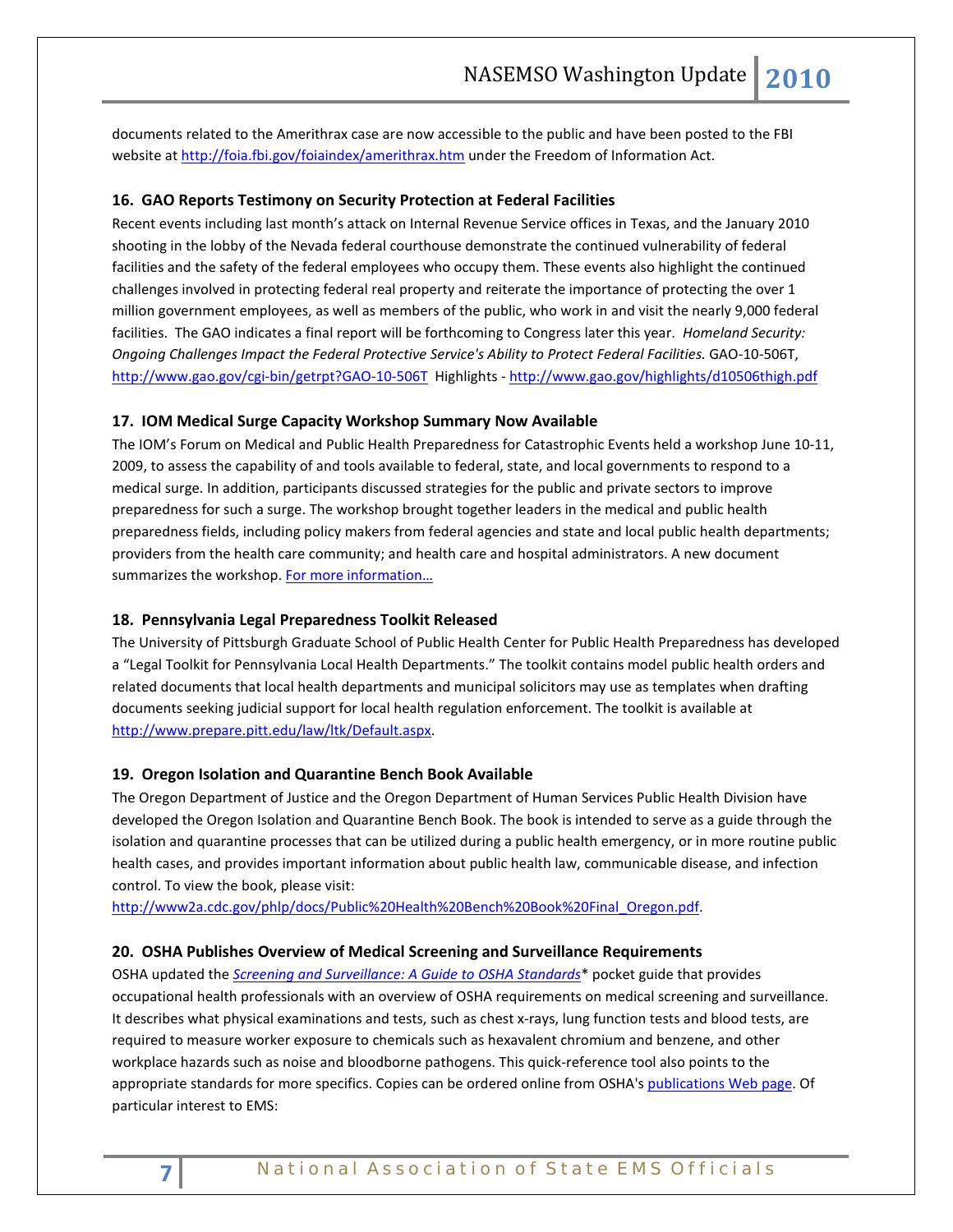documents related to the Amerithrax case are now accessible to the public and have been posted to the FBI website at [http://foia.fbi.gov/foiaindex/amerithrax.htm](http://foia.fbi.gov/foiaindex/amerithrax.htm) under the Freedom of Information Act.

### 16. GAO Reports Testimony on Security Protection at Federal Facilities

Recent events including last month's attack on Internal Revenue Service offices in Texas, and the January 2010 shooting in the lobby of the Nevada federal courthouse demonstrate the continued vulnerability of federal facilities and the safety of the federal employees who occupy them. These events also highlight the continued challenges involved in protecting federal real property and reiterate the importance of protecting the over 1 million government employees, as well as members of the public, who work in and visit the nearly 9,000 federal facilities. The GAO indicates a final report will be forthcoming to Congress later this year. *Homeland Security: Ongoing Challenges Impact the Federal Protective Service's Ability to Protect Federal Facilities.* GAO-10-506T, [http://www.gao.gov/cgi-bin/getrpt?GAO-10-506T](http://www.gao.gov/cgi-bin/getrpt?GAO-10-506T) Highlights - [http://www.gao.gov/highlights/d10506thigh.pdf](http://www.gao.gov/highlights/d10506thigh.pdf)

### 17. IOM Medical Surge Capacity Workshop Summary Now Available

The IOM's Forum on Medical and Public Health Preparedness for Catastrophic Events held a workshop June 10-11, 2009, to assess the capability of and tools available to federal, state, and local governments to respond to a medical surge. In addition, participants discussed strategies for the public and private sectors to improve preparedness for such a surge. The workshop brought together leaders in the medical and public health preparedness fields, including policy makers from federal agencies and state and local public health departments; providers from the health care community; and health care and hospital administrators. A new document summarizes the workshop. For more information…

### 18. Pennsylvania Legal Preparedness Toolkit Released

The University of Pittsburgh Graduate School of Public Health Center for Public Health Preparedness has developed a "Legal Toolkit for Pennsylvania Local Health Departments." The toolkit contains model public health orders and related documents that local health departments and municipal solicitors may use as templates when drafting documents seeking judicial support for local health regulation enforcement. The toolkit is available at [http://www.prepare.pitt.edu/law/ltk/Default.aspx](http://www.prepare.pitt.edu/law/ltk/Default.aspx).

### 19. Oregon Isolation and Quarantine Bench Book Available

The Oregon Department of Justice and the Oregon Department of Human Services Public Health Division have developed the Oregon Isolation and Quarantine Bench Book. The book is intended to serve as a guide through the isolation and quarantine processes that can be utilized during a public health emergency, or in more routine public health cases, and provides important information about public health law, communicable disease, and infection control. To view the book, please visit:
[http://www2a.cdc.gov/phlp/docs/Public%20Health%20Bench%20Book%20Final_Oregon.pdf](http://www2a.cdc.gov/phlp/docs/Public%20Health%20Bench%20Book%20Final_Oregon.pdf).

### 20. OSHA Publishes Overview of Medical Screening and Surveillance Requirements

OSHA updated the *Screening and Surveillance: A Guide to OSHA Standards** pocket guide that provides occupational health professionals with an overview of OSHA requirements on medical screening and surveillance. It describes what physical examinations and tests, such as chest x-rays, lung function tests and blood tests, are required to measure worker exposure to chemicals such as hexavalent chromium and benzene, and other workplace hazards such as noise and bloodborne pathogens. This quick-reference tool also points to the appropriate standards for more specifics. Copies can be ordered online from OSHA's publications Web page. Of particular interest to EMS: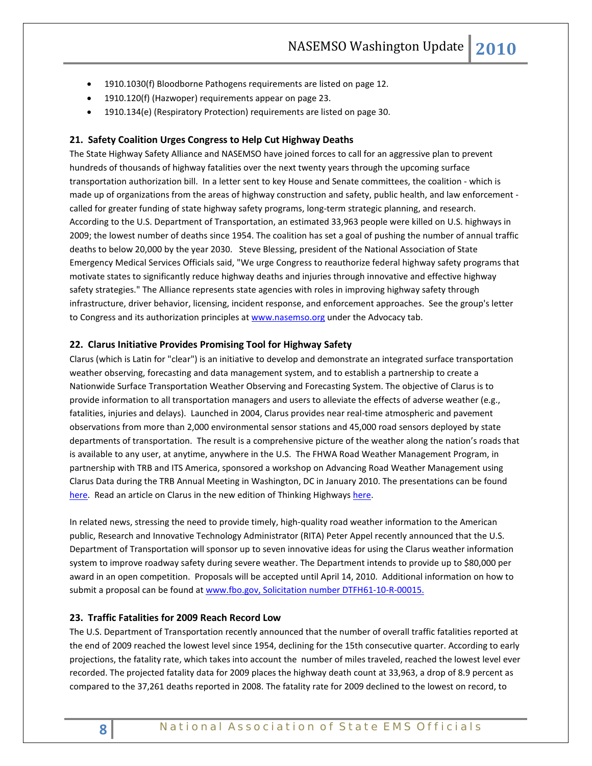- 1910.1030(f) Bloodborne Pathogens requirements are listed on page 12.
- 1910.120(f) (Hazwoper) requirements appear on page 23.
- 1910.134(e) (Respiratory Protection) requirements are listed on page 30.

### 21. Safety Coalition Urges Congress to Help Cut Highway Deaths

The State Highway Safety Alliance and NASEMSO have joined forces to call for an aggressive plan to prevent hundreds of thousands of highway fatalities over the next twenty years through the upcoming surface transportation authorization bill. In a letter sent to key House and Senate committees, the coalition - which is made up of organizations from the areas of highway construction and safety, public health, and law enforcement - called for greater funding of state highway safety programs, long-term strategic planning, and research. According to the U.S. Department of Transportation, an estimated 33,963 people were killed on U.S. highways in 2009; the lowest number of deaths since 1954. The coalition has set a goal of pushing the number of annual traffic deaths to below 20,000 by the year 2030. Steve Blessing, president of the National Association of State Emergency Medical Services Officials said, "We urge Congress to reauthorize federal highway safety programs that motivate states to significantly reduce highway deaths and injuries through innovative and effective highway safety strategies." The Alliance represents state agencies with roles in improving highway safety through infrastructure, driver behavior, licensing, incident response, and enforcement approaches. See the group's letter to Congress and its authorization principles at [www.nasemso.org](http://www.nasemso.org) under the Advocacy tab.

### 22. Clarus Initiative Provides Promising Tool for Highway Safety

Clarus (which is Latin for "clear") is an initiative to develop and demonstrate an integrated surface transportation weather observing, forecasting and data management system, and to establish a partnership to create a Nationwide Surface Transportation Weather Observing and Forecasting System. The objective of Clarus is to provide information to all transportation managers and users to alleviate the effects of adverse weather (e.g., fatalities, injuries and delays). Launched in 2004, Clarus provides near real-time atmospheric and pavement observations from more than 2,000 environmental sensor stations and 45,000 road sensors deployed by state departments of transportation. The result is a comprehensive picture of the weather along the nation's roads that is available to any user, at anytime, anywhere in the U.S. The FHWA Road Weather Management Program, in partnership with TRB and ITS America, sponsored a workshop on Advancing Road Weather Management using Clarus Data during the TRB Annual Meeting in Washington, DC in January 2010. The presentations can be found here. Read an article on Clarus in the new edition of Thinking Highways here.

In related news, stressing the need to provide timely, high-quality road weather information to the American public, Research and Innovative Technology Administrator (RITA) Peter Appel recently announced that the U.S. Department of Transportation will sponsor up to seven innovative ideas for using the Clarus weather information system to improve roadway safety during severe weather. The Department intends to provide up to $80,000 per award in an open competition. Proposals will be accepted until April 14, 2010. Additional information on how to submit a proposal can be found at www.fbo.gov, Solicitation number DTFH61-10-R-00015.

### 23. Traffic Fatalities for 2009 Reach Record Low

The U.S. Department of Transportation recently announced that the number of overall traffic fatalities reported at the end of 2009 reached the lowest level since 1954, declining for the 15th consecutive quarter. According to early projections, the fatality rate, which takes into account the number of miles traveled, reached the lowest level ever recorded. The projected fatality data for 2009 places the highway death count at 33,963, a drop of 8.9 percent as compared to the 37,261 deaths reported in 2008. The fatality rate for 2009 declined to the lowest on record, to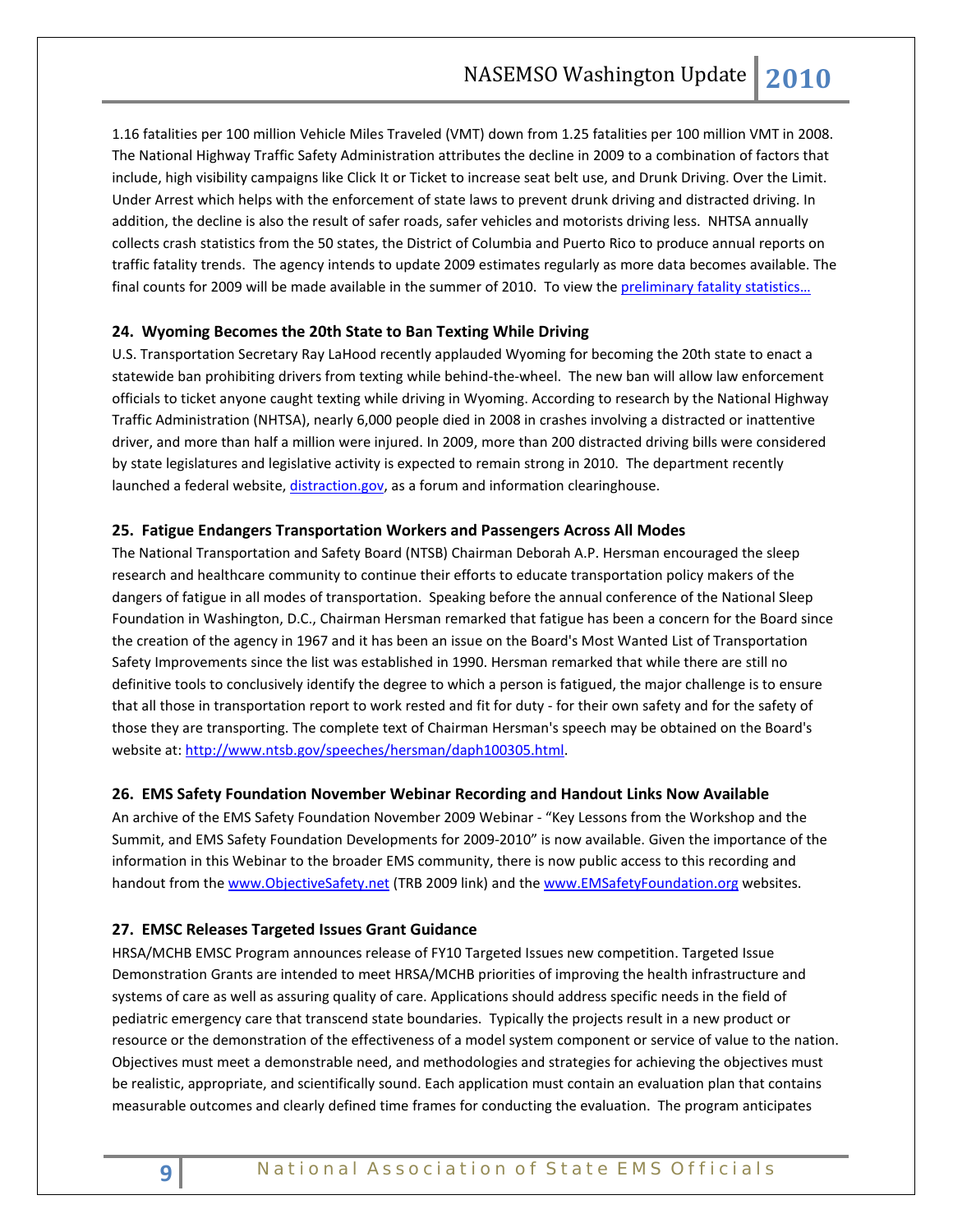1.16 fatalities per 100 million Vehicle Miles Traveled (VMT) down from 1.25 fatalities per 100 million VMT in 2008. The National Highway Traffic Safety Administration attributes the decline in 2009 to a combination of factors that include, high visibility campaigns like Click It or Ticket to increase seat belt use, and Drunk Driving. Over the Limit. Under Arrest which helps with the enforcement of state laws to prevent drunk driving and distracted driving. In addition, the decline is also the result of safer roads, safer vehicles and motorists driving less. NHTSA annually collects crash statistics from the 50 states, the District of Columbia and Puerto Rico to produce annual reports on traffic fatality trends. The agency intends to update 2009 estimates regularly as more data becomes available. The final counts for 2009 will be made available in the summer of 2010. To view the preliminary fatality statistics…

### 24. Wyoming Becomes the 20th State to Ban Texting While Driving

U.S. Transportation Secretary Ray LaHood recently applauded Wyoming for becoming the 20th state to enact a statewide ban prohibiting drivers from texting while behind-the-wheel. The new ban will allow law enforcement officials to ticket anyone caught texting while driving in Wyoming. According to research by the National Highway Traffic Administration (NHTSA), nearly 6,000 people died in 2008 in crashes involving a distracted or inattentive driver, and more than half a million were injured. In 2009, more than 200 distracted driving bills were considered by state legislatures and legislative activity is expected to remain strong in 2010. The department recently launched a federal website, distraction.gov, as a forum and information clearinghouse.

### 25. Fatigue Endangers Transportation Workers and Passengers Across All Modes

The National Transportation and Safety Board (NTSB) Chairman Deborah A.P. Hersman encouraged the sleep research and healthcare community to continue their efforts to educate transportation policy makers of the dangers of fatigue in all modes of transportation. Speaking before the annual conference of the National Sleep Foundation in Washington, D.C., Chairman Hersman remarked that fatigue has been a concern for the Board since the creation of the agency in 1967 and it has been an issue on the Board's Most Wanted List of Transportation Safety Improvements since the list was established in 1990. Hersman remarked that while there are still no definitive tools to conclusively identify the degree to which a person is fatigued, the major challenge is to ensure that all those in transportation report to work rested and fit for duty - for their own safety and for the safety of those they are transporting. The complete text of Chairman Hersman's speech may be obtained on the Board's website at: http://www.ntsb.gov/speeches/hersman/daph100305.html.

### 26. EMS Safety Foundation November Webinar Recording and Handout Links Now Available

An archive of the EMS Safety Foundation November 2009 Webinar - "Key Lessons from the Workshop and the Summit, and EMS Safety Foundation Developments for 2009-2010" is now available. Given the importance of the information in this Webinar to the broader EMS community, there is now public access to this recording and handout from the www.ObjectiveSafety.net (TRB 2009 link) and the www.EMSafetyFoundation.org websites.

### 27. EMSC Releases Targeted Issues Grant Guidance

HRSA/MCHB EMSC Program announces release of FY10 Targeted Issues new competition. Targeted Issue Demonstration Grants are intended to meet HRSA/MCHB priorities of improving the health infrastructure and systems of care as well as assuring quality of care. Applications should address specific needs in the field of pediatric emergency care that transcend state boundaries. Typically the projects result in a new product or resource or the demonstration of the effectiveness of a model system component or service of value to the nation. Objectives must meet a demonstrable need, and methodologies and strategies for achieving the objectives must be realistic, appropriate, and scientifically sound. Each application must contain an evaluation plan that contains measurable outcomes and clearly defined time frames for conducting the evaluation. The program anticipates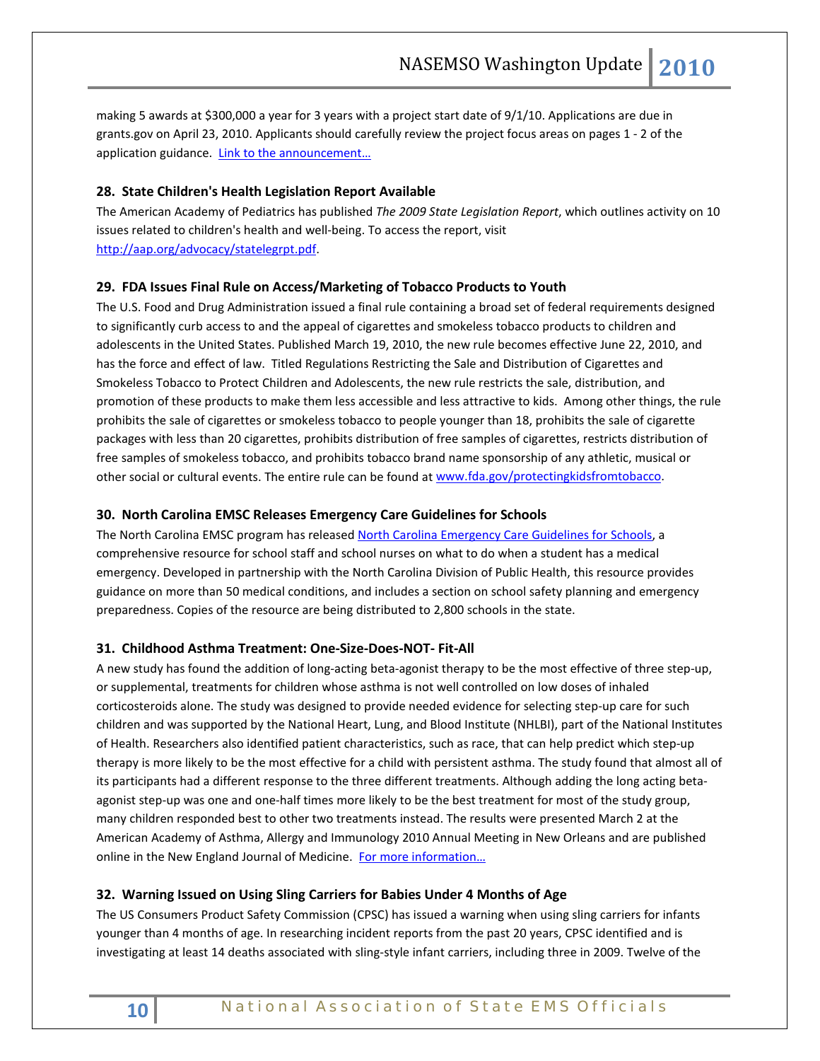making 5 awards at $300,000 a year for 3 years with a project start date of 9/1/10. Applications are due in grants.gov on April 23, 2010. Applicants should carefully review the project focus areas on pages 1 - 2 of the application guidance. [Link to the announcement…]()

### 28. State Children's Health Legislation Report Available

The American Academy of Pediatrics has published *The 2009 State Legislation Report*, which outlines activity on 10 issues related to children's health and well-being. To access the report, visit [http://aap.org/advocacy/statelegrpt.pdf](http://aap.org/advocacy/statelegrpt.pdf).

### 29. FDA Issues Final Rule on Access/Marketing of Tobacco Products to Youth

The U.S. Food and Drug Administration issued a final rule containing a broad set of federal requirements designed to significantly curb access to and the appeal of cigarettes and smokeless tobacco products to children and adolescents in the United States. Published March 19, 2010, the new rule becomes effective June 22, 2010, and has the force and effect of law. Titled Regulations Restricting the Sale and Distribution of Cigarettes and Smokeless Tobacco to Protect Children and Adolescents, the new rule restricts the sale, distribution, and promotion of these products to make them less accessible and less attractive to kids. Among other things, the rule prohibits the sale of cigarettes or smokeless tobacco to people younger than 18, prohibits the sale of cigarette packages with less than 20 cigarettes, prohibits distribution of free samples of cigarettes, restricts distribution of free samples of smokeless tobacco, and prohibits tobacco brand name sponsorship of any athletic, musical or other social or cultural events. The entire rule can be found at [www.fda.gov/protectingkidsfromtobacco](www.fda.gov/protectingkidsfromtobacco).

### 30. North Carolina EMSC Releases Emergency Care Guidelines for Schools

The North Carolina EMSC program has released [North Carolina Emergency Care Guidelines for Schools](), a comprehensive resource for school staff and school nurses on what to do when a student has a medical emergency. Developed in partnership with the North Carolina Division of Public Health, this resource provides guidance on more than 50 medical conditions, and includes a section on school safety planning and emergency preparedness. Copies of the resource are being distributed to 2,800 schools in the state.

### 31. Childhood Asthma Treatment: One-Size-Does-NOT- Fit-All

A new study has found the addition of long-acting beta-agonist therapy to be the most effective of three step-up, or supplemental, treatments for children whose asthma is not well controlled on low doses of inhaled corticosteroids alone. The study was designed to provide needed evidence for selecting step-up care for such children and was supported by the National Heart, Lung, and Blood Institute (NHLBI), part of the National Institutes of Health. Researchers also identified patient characteristics, such as race, that can help predict which step-up therapy is more likely to be the most effective for a child with persistent asthma. The study found that almost all of its participants had a different response to the three different treatments. Although adding the long acting beta-agonist step-up was one and one-half times more likely to be the best treatment for most of the study group, many children responded best to other two treatments instead. The results were presented March 2 at the American Academy of Asthma, Allergy and Immunology 2010 Annual Meeting in New Orleans and are published online in the New England Journal of Medicine. [For more information…]()

### 32. Warning Issued on Using Sling Carriers for Babies Under 4 Months of Age

The US Consumers Product Safety Commission (CPSC) has issued a warning when using sling carriers for infants younger than 4 months of age. In researching incident reports from the past 20 years, CPSC identified and is investigating at least 14 deaths associated with sling-style infant carriers, including three in 2009. Twelve of the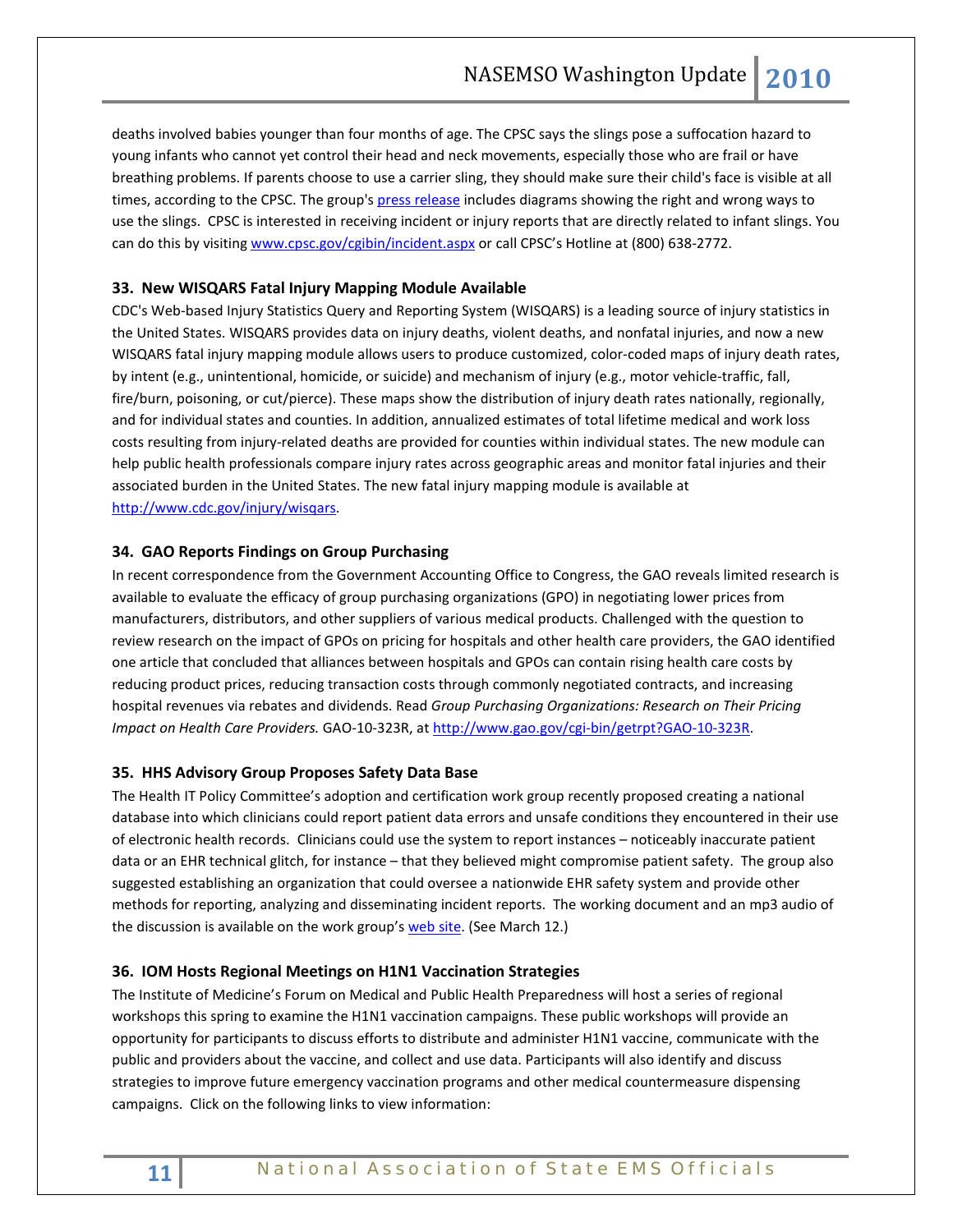deaths involved babies younger than four months of age. The CPSC says the slings pose a suffocation hazard to young infants who cannot yet control their head and neck movements, especially those who are frail or have breathing problems. If parents choose to use a carrier sling, they should make sure their child's face is visible at all times, according to the CPSC. The group's press release includes diagrams showing the right and wrong ways to use the slings. CPSC is interested in receiving incident or injury reports that are directly related to infant slings. You can do this by visiting www.cpsc.gov/cgibin/incident.aspx or call CPSC's Hotline at (800) 638-2772.

### 33. New WISQARS Fatal Injury Mapping Module Available

CDC's Web-based Injury Statistics Query and Reporting System (WISQARS) is a leading source of injury statistics in the United States. WISQARS provides data on injury deaths, violent deaths, and nonfatal injuries, and now a new WISQARS fatal injury mapping module allows users to produce customized, color-coded maps of injury death rates, by intent (e.g., unintentional, homicide, or suicide) and mechanism of injury (e.g., motor vehicle-traffic, fall, fire/burn, poisoning, or cut/pierce). These maps show the distribution of injury death rates nationally, regionally, and for individual states and counties. In addition, annualized estimates of total lifetime medical and work loss costs resulting from injury-related deaths are provided for counties within individual states. The new module can help public health professionals compare injury rates across geographic areas and monitor fatal injuries and their associated burden in the United States. The new fatal injury mapping module is available at http://www.cdc.gov/injury/wisqars.

### 34. GAO Reports Findings on Group Purchasing

In recent correspondence from the Government Accounting Office to Congress, the GAO reveals limited research is available to evaluate the efficacy of group purchasing organizations (GPO) in negotiating lower prices from manufacturers, distributors, and other suppliers of various medical products. Challenged with the question to review research on the impact of GPOs on pricing for hospitals and other health care providers, the GAO identified one article that concluded that alliances between hospitals and GPOs can contain rising health care costs by reducing product prices, reducing transaction costs through commonly negotiated contracts, and increasing hospital revenues via rebates and dividends. Read *Group Purchasing Organizations: Research on Their Pricing Impact on Health Care Providers.* GAO-10-323R, at http://www.gao.gov/cgi-bin/getrpt?GAO-10-323R.

### 35. HHS Advisory Group Proposes Safety Data Base

The Health IT Policy Committee's adoption and certification work group recently proposed creating a national database into which clinicians could report patient data errors and unsafe conditions they encountered in their use of electronic health records. Clinicians could use the system to report instances – noticeably inaccurate patient data or an EHR technical glitch, for instance – that they believed might compromise patient safety. The group also suggested establishing an organization that could oversee a nationwide EHR safety system and provide other methods for reporting, analyzing and disseminating incident reports. The working document and an mp3 audio of the discussion is available on the work group's web site. (See March 12.)

### 36. IOM Hosts Regional Meetings on H1N1 Vaccination Strategies

The Institute of Medicine's Forum on Medical and Public Health Preparedness will host a series of regional workshops this spring to examine the H1N1 vaccination campaigns. These public workshops will provide an opportunity for participants to discuss efforts to distribute and administer H1N1 vaccine, communicate with the public and providers about the vaccine, and collect and use data. Participants will also identify and discuss strategies to improve future emergency vaccination programs and other medical countermeasure dispensing campaigns. Click on the following links to view information: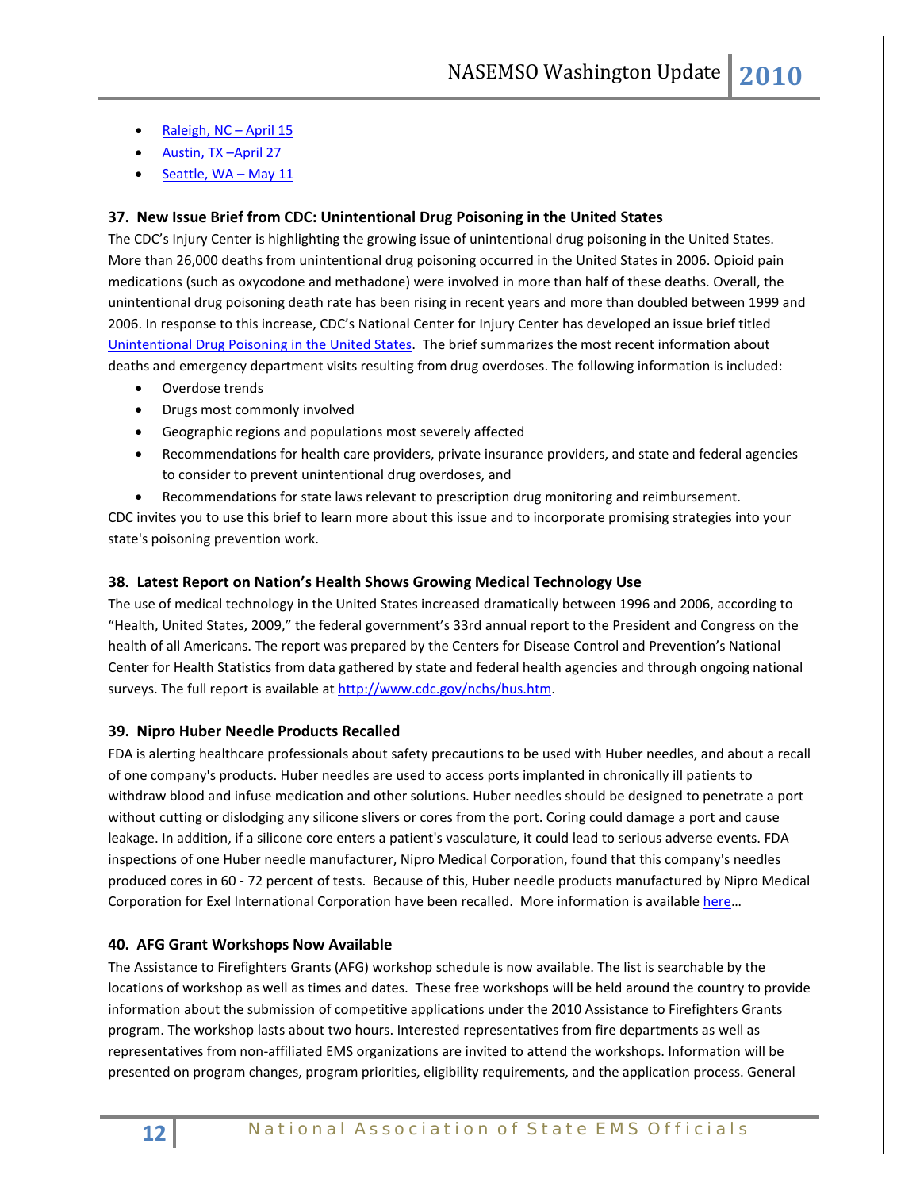- [Raleigh, NC – April 15]
- [Austin, TX –April 27]
- [Seattle, WA – May 11]

### 37. New Issue Brief from CDC: Unintentional Drug Poisoning in the United States

The CDC's Injury Center is highlighting the growing issue of unintentional drug poisoning in the United States. More than 26,000 deaths from unintentional drug poisoning occurred in the United States in 2006. Opioid pain medications (such as oxycodone and methadone) were involved in more than half of these deaths. Overall, the unintentional drug poisoning death rate has been rising in recent years and more than doubled between 1999 and 2006. In response to this increase, CDC's National Center for Injury Center has developed an issue brief titled Unintentional Drug Poisoning in the United States. The brief summarizes the most recent information about deaths and emergency department visits resulting from drug overdoses. The following information is included:

- Overdose trends
- Drugs most commonly involved
- Geographic regions and populations most severely affected
- Recommendations for health care providers, private insurance providers, and state and federal agencies to consider to prevent unintentional drug overdoses, and
- Recommendations for state laws relevant to prescription drug monitoring and reimbursement.

CDC invites you to use this brief to learn more about this issue and to incorporate promising strategies into your state's poisoning prevention work.

### 38. Latest Report on Nation's Health Shows Growing Medical Technology Use

The use of medical technology in the United States increased dramatically between 1996 and 2006, according to "Health, United States, 2009," the federal government's 33rd annual report to the President and Congress on the health of all Americans. The report was prepared by the Centers for Disease Control and Prevention's National Center for Health Statistics from data gathered by state and federal health agencies and through ongoing national surveys. The full report is available at http://www.cdc.gov/nchs/hus.htm.

### 39. Nipro Huber Needle Products Recalled

FDA is alerting healthcare professionals about safety precautions to be used with Huber needles, and about a recall of one company's products. Huber needles are used to access ports implanted in chronically ill patients to withdraw blood and infuse medication and other solutions. Huber needles should be designed to penetrate a port without cutting or dislodging any silicone slivers or cores from the port. Coring could damage a port and cause leakage. In addition, if a silicone core enters a patient's vasculature, it could lead to serious adverse events. FDA inspections of one Huber needle manufacturer, Nipro Medical Corporation, found that this company's needles produced cores in 60 - 72 percent of tests. Because of this, Huber needle products manufactured by Nipro Medical Corporation for Exel International Corporation have been recalled. More information is available here…

### 40. AFG Grant Workshops Now Available

The Assistance to Firefighters Grants (AFG) workshop schedule is now available. The list is searchable by the locations of workshop as well as times and dates. These free workshops will be held around the country to provide information about the submission of competitive applications under the 2010 Assistance to Firefighters Grants program. The workshop lasts about two hours. Interested representatives from fire departments as well as representatives from non-affiliated EMS organizations are invited to attend the workshops. Information will be presented on program changes, program priorities, eligibility requirements, and the application process. General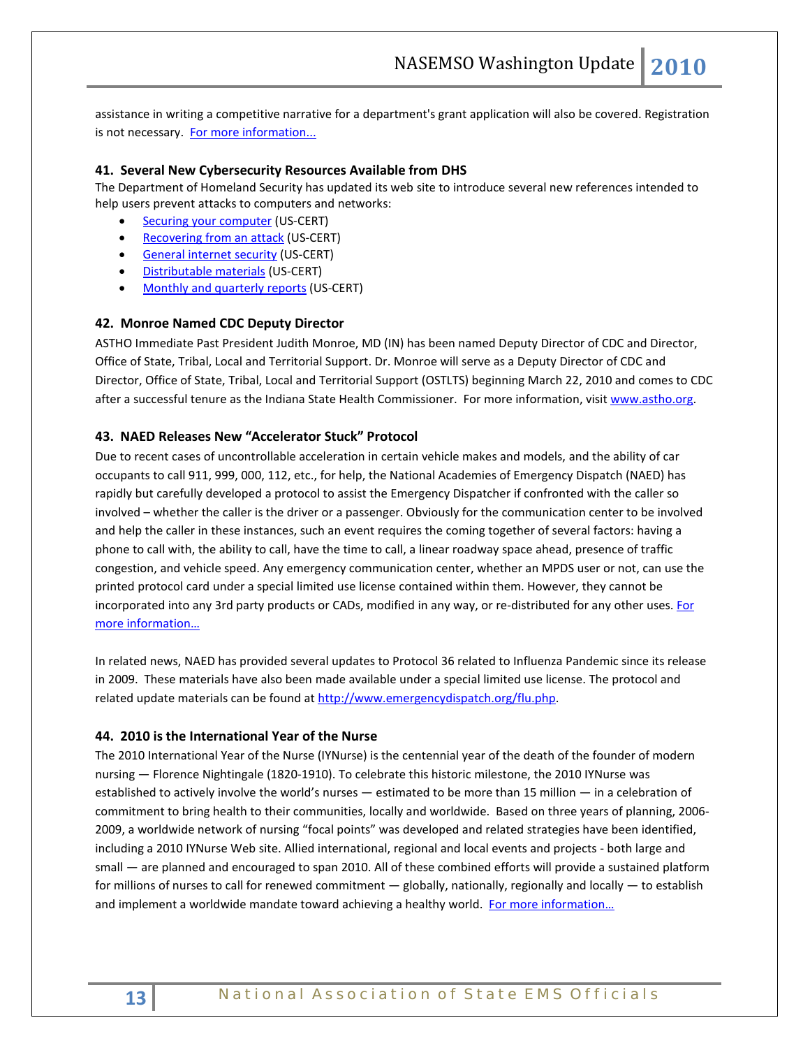assistance in writing a competitive narrative for a department's grant application will also be covered. Registration is not necessary. For more information...

### 41. Several New Cybersecurity Resources Available from DHS

The Department of Homeland Security has updated its web site to introduce several new references intended to help users prevent attacks to computers and networks:

- Securing your computer (US-CERT)
- Recovering from an attack (US-CERT)
- General internet security (US-CERT)
- Distributable materials (US-CERT)
- Monthly and quarterly reports (US-CERT)

### 42. Monroe Named CDC Deputy Director

ASTHO Immediate Past President Judith Monroe, MD (IN) has been named Deputy Director of CDC and Director, Office of State, Tribal, Local and Territorial Support. Dr. Monroe will serve as a Deputy Director of CDC and Director, Office of State, Tribal, Local and Territorial Support (OSTLTS) beginning March 22, 2010 and comes to CDC after a successful tenure as the Indiana State Health Commissioner. For more information, visit www.astho.org.

### 43. NAED Releases New "Accelerator Stuck" Protocol

Due to recent cases of uncontrollable acceleration in certain vehicle makes and models, and the ability of car occupants to call 911, 999, 000, 112, etc., for help, the National Academies of Emergency Dispatch (NAED) has rapidly but carefully developed a protocol to assist the Emergency Dispatcher if confronted with the caller so involved – whether the caller is the driver or a passenger. Obviously for the communication center to be involved and help the caller in these instances, such an event requires the coming together of several factors: having a phone to call with, the ability to call, have the time to call, a linear roadway space ahead, presence of traffic congestion, and vehicle speed. Any emergency communication center, whether an MPDS user or not, can use the printed protocol card under a special limited use license contained within them. However, they cannot be incorporated into any 3rd party products or CADs, modified in any way, or re-distributed for any other uses. For more information…

In related news, NAED has provided several updates to Protocol 36 related to Influenza Pandemic since its release in 2009. These materials have also been made available under a special limited use license. The protocol and related update materials can be found at http://www.emergencydispatch.org/flu.php.

### 44. 2010 is the International Year of the Nurse

The 2010 International Year of the Nurse (IYNurse) is the centennial year of the death of the founder of modern nursing — Florence Nightingale (1820-1910). To celebrate this historic milestone, the 2010 IYNurse was established to actively involve the world's nurses — estimated to be more than 15 million — in a celebration of commitment to bring health to their communities, locally and worldwide. Based on three years of planning, 2006-2009, a worldwide network of nursing "focal points" was developed and related strategies have been identified, including a 2010 IYNurse Web site. Allied international, regional and local events and projects - both large and small — are planned and encouraged to span 2010. All of these combined efforts will provide a sustained platform for millions of nurses to call for renewed commitment — globally, nationally, regionally and locally — to establish and implement a worldwide mandate toward achieving a healthy world. For more information…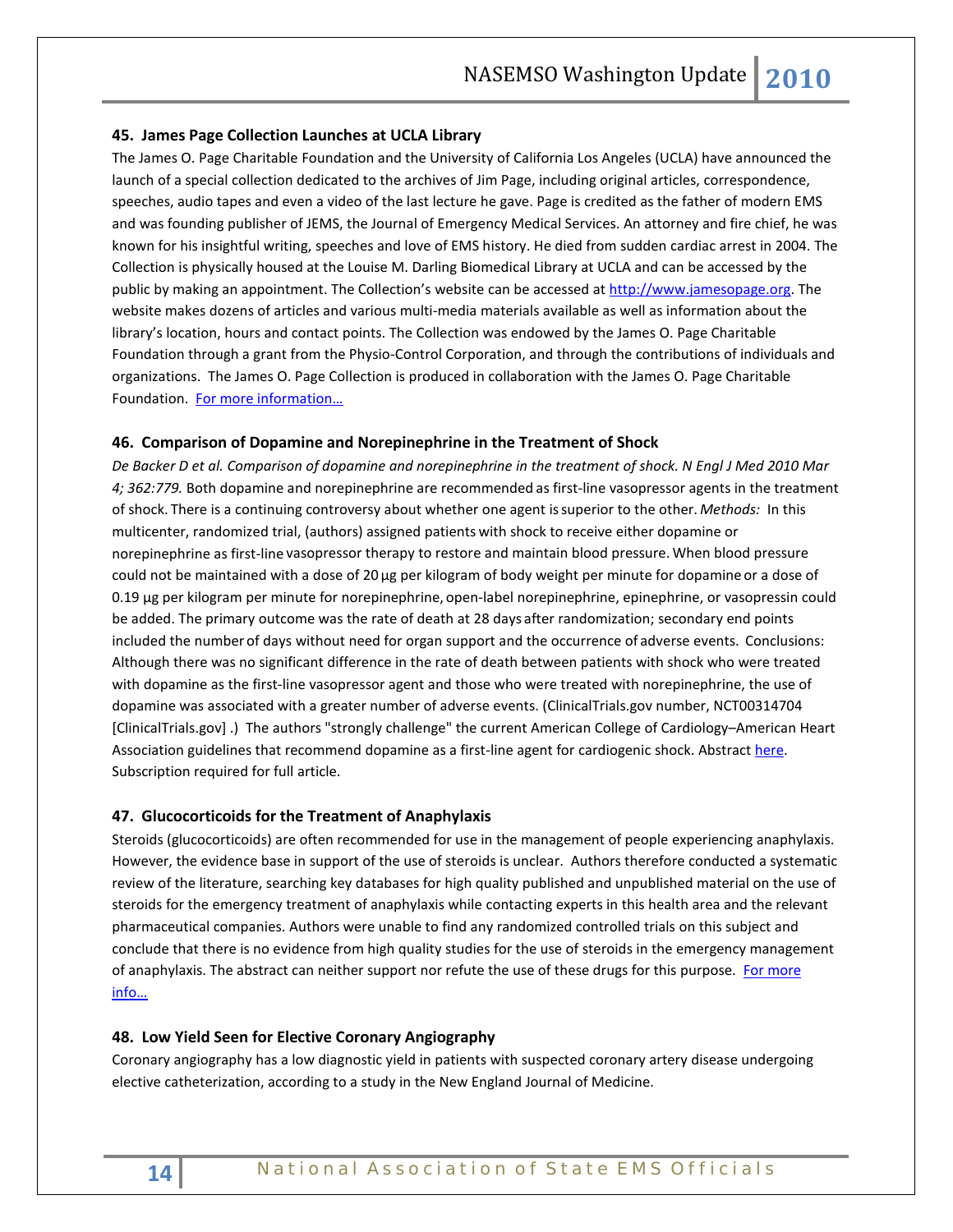### 45. James Page Collection Launches at UCLA Library

The James O. Page Charitable Foundation and the University of California Los Angeles (UCLA) have announced the launch of a special collection dedicated to the archives of Jim Page, including original articles, correspondence, speeches, audio tapes and even a video of the last lecture he gave. Page is credited as the father of modern EMS and was founding publisher of JEMS, the Journal of Emergency Medical Services. An attorney and fire chief, he was known for his insightful writing, speeches and love of EMS history. He died from sudden cardiac arrest in 2004. The Collection is physically housed at the Louise M. Darling Biomedical Library at UCLA and can be accessed by the public by making an appointment. The Collection's website can be accessed at [http://www.jamesopage.org](http://www.jamesopage.org). The website makes dozens of articles and various multi-media materials available as well as information about the library's location, hours and contact points. The Collection was endowed by the James O. Page Charitable Foundation through a grant from the Physio-Control Corporation, and through the contributions of individuals and organizations. The James O. Page Collection is produced in collaboration with the James O. Page Charitable Foundation. For more information…

### 46. Comparison of Dopamine and Norepinephrine in the Treatment of Shock

*De Backer D et al. Comparison of dopamine and norepinephrine in the treatment of shock. N Engl J Med 2010 Mar 4; 362:779.* Both dopamine and norepinephrine are recommended as first-line vasopressor agents in the treatment of shock. There is a continuing controversy about whether one agent is superior to the other. *Methods:* In this multicenter, randomized trial, (authors) assigned patients with shock to receive either dopamine or norepinephrine as first-line vasopressor therapy to restore and maintain blood pressure. When blood pressure could not be maintained with a dose of 20 µg per kilogram of body weight per minute for dopamine or a dose of 0.19 µg per kilogram per minute for norepinephrine, open-label norepinephrine, epinephrine, or vasopressin could be added. The primary outcome was the rate of death at 28 days after randomization; secondary end points included the number of days without need for organ support and the occurrence of adverse events. Conclusions: Although there was no significant difference in the rate of death between patients with shock who were treated with dopamine as the first-line vasopressor agent and those who were treated with norepinephrine, the use of dopamine was associated with a greater number of adverse events. (ClinicalTrials.gov number, NCT00314704 [ClinicalTrials.gov] .) The authors "strongly challenge" the current American College of Cardiology–American Heart Association guidelines that recommend dopamine as a first-line agent for cardiogenic shock. Abstract here. Subscription required for full article.

### 47. Glucocorticoids for the Treatment of Anaphylaxis

Steroids (glucocorticoids) are often recommended for use in the management of people experiencing anaphylaxis. However, the evidence base in support of the use of steroids is unclear. Authors therefore conducted a systematic review of the literature, searching key databases for high quality published and unpublished material on the use of steroids for the emergency treatment of anaphylaxis while contacting experts in this health area and the relevant pharmaceutical companies. Authors were unable to find any randomized controlled trials on this subject and conclude that there is no evidence from high quality studies for the use of steroids in the emergency management of anaphylaxis. The abstract can neither support nor refute the use of these drugs for this purpose. For more info…

### 48. Low Yield Seen for Elective Coronary Angiography

Coronary angiography has a low diagnostic yield in patients with suspected coronary artery disease undergoing elective catheterization, according to a study in the New England Journal of Medicine.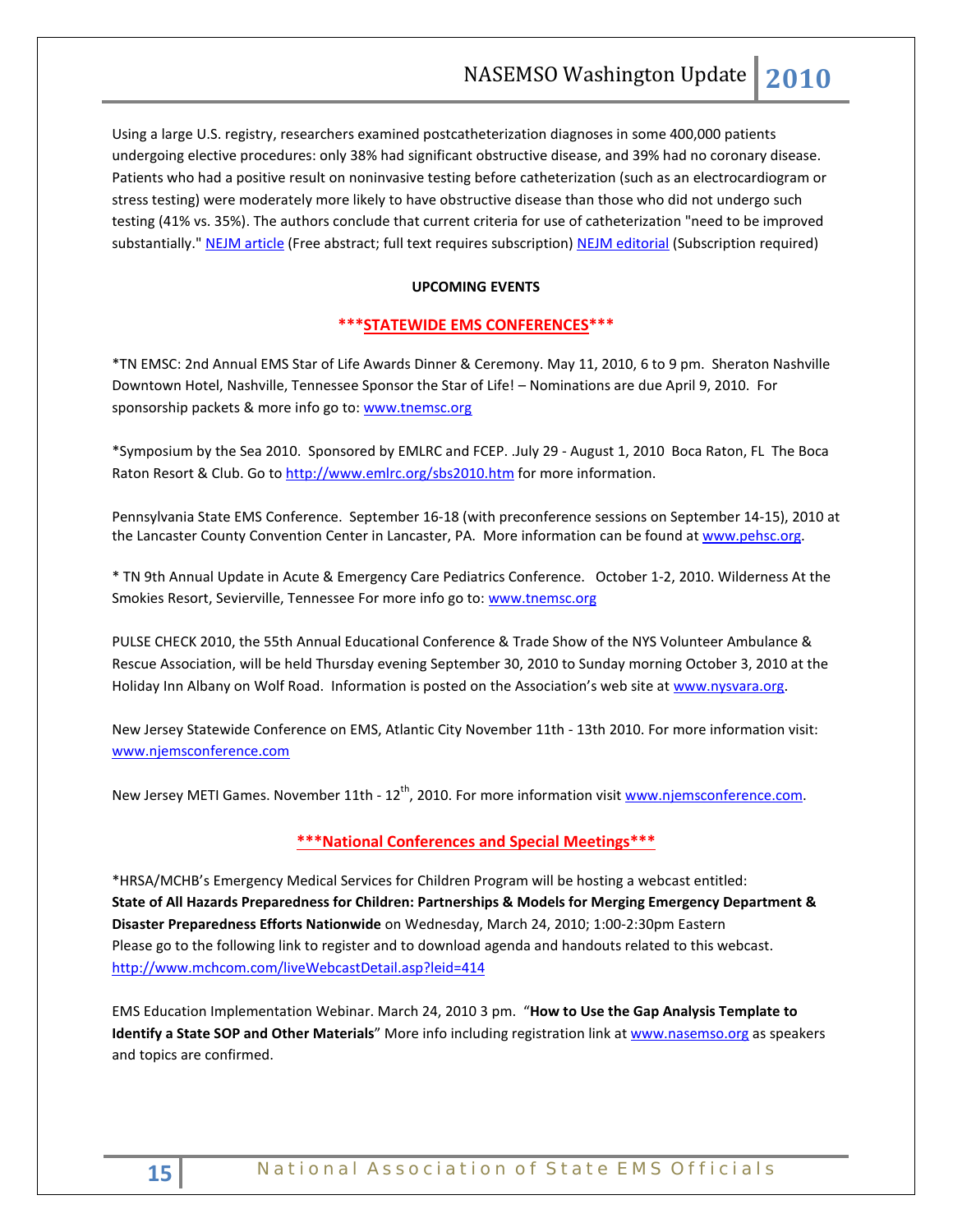Using a large U.S. registry, researchers examined postcatheterization diagnoses in some 400,000 patients undergoing elective procedures: only 38% had significant obstructive disease, and 39% had no coronary disease. Patients who had a positive result on noninvasive testing before catheterization (such as an electrocardiogram or stress testing) were moderately more likely to have obstructive disease than those who did not undergo such testing (41% vs. 35%). The authors conclude that current criteria for use of catheterization "need to be improved substantially." NEJM article (Free abstract; full text requires subscription) NEJM editorial (Subscription required)

**UPCOMING EVENTS**

## ***STATEWIDE EMS CONFERENCES***

*TN EMSC: 2nd Annual EMS Star of Life Awards Dinner & Ceremony. May 11, 2010, 6 to 9 pm. Sheraton Nashville Downtown Hotel, Nashville, Tennessee Sponsor the Star of Life! – Nominations are due April 9, 2010. For sponsorship packets & more info go to: www.tnemsc.org

*Symposium by the Sea 2010. Sponsored by EMLRC and FCEP. .July 29 - August 1, 2010 Boca Raton, FL The Boca Raton Resort & Club. Go to http://www.emlrc.org/sbs2010.htm for more information.

Pennsylvania State EMS Conference. September 16-18 (with preconference sessions on September 14-15), 2010 at the Lancaster County Convention Center in Lancaster, PA. More information can be found at www.pehsc.org.

* TN 9th Annual Update in Acute & Emergency Care Pediatrics Conference. October 1-2, 2010. Wilderness At the Smokies Resort, Sevierville, Tennessee For more info go to: www.tnemsc.org

PULSE CHECK 2010, the 55th Annual Educational Conference & Trade Show of the NYS Volunteer Ambulance & Rescue Association, will be held Thursday evening September 30, 2010 to Sunday morning October 3, 2010 at the Holiday Inn Albany on Wolf Road. Information is posted on the Association's web site at www.nysvara.org.

New Jersey Statewide Conference on EMS, Atlantic City November 11th - 13th 2010. For more information visit: www.njemsconference.com

New Jersey METI Games. November 11th - 12th, 2010. For more information visit www.njemsconference.com.

## ***National Conferences and Special Meetings***

*HRSA/MCHB's Emergency Medical Services for Children Program will be hosting a webcast entitled: **State of All Hazards Preparedness for Children: Partnerships & Models for Merging Emergency Department & Disaster Preparedness Efforts Nationwide** on Wednesday, March 24, 2010; 1:00-2:30pm Eastern
Please go to the following link to register and to download agenda and handouts related to this webcast. http://www.mchcom.com/liveWebcastDetail.asp?leid=414

EMS Education Implementation Webinar. March 24, 2010 3 pm. "**How to Use the Gap Analysis Template to Identify a State SOP and Other Materials**" More info including registration link at www.nasemso.org as speakers and topics are confirmed.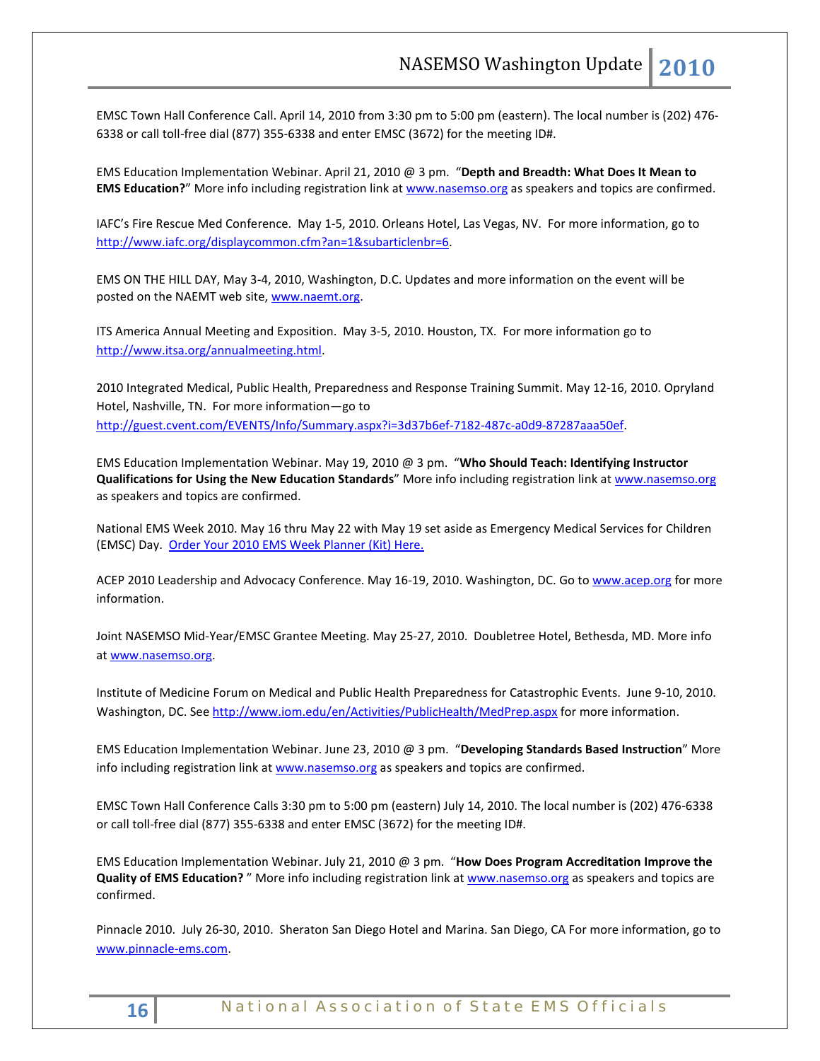EMSC Town Hall Conference Call. April 14, 2010 from 3:30 pm to 5:00 pm (eastern). The local number is (202) 476-6338 or call toll-free dial (877) 355-6338 and enter EMSC (3672) for the meeting ID#.

EMS Education Implementation Webinar. April 21, 2010 @ 3 pm. "**Depth and Breadth: What Does It Mean to EMS Education?**" More info including registration link at www.nasemso.org as speakers and topics are confirmed.

IAFC's Fire Rescue Med Conference. May 1-5, 2010. Orleans Hotel, Las Vegas, NV. For more information, go to http://www.iafc.org/displaycommon.cfm?an=1&subarticlenbr=6.

EMS ON THE HILL DAY, May 3-4, 2010, Washington, D.C. Updates and more information on the event will be posted on the NAEMT web site, www.naemt.org.

ITS America Annual Meeting and Exposition. May 3-5, 2010. Houston, TX. For more information go to http://www.itsa.org/annualmeeting.html.

2010 Integrated Medical, Public Health, Preparedness and Response Training Summit. May 12-16, 2010. Opryland Hotel, Nashville, TN. For more information—go to http://guest.cvent.com/EVENTS/Info/Summary.aspx?i=3d37b6ef-7182-487c-a0d9-87287aaa50ef.

EMS Education Implementation Webinar. May 19, 2010 @ 3 pm. "**Who Should Teach: Identifying Instructor Qualifications for Using the New Education Standards**" More info including registration link at www.nasemso.org as speakers and topics are confirmed.

National EMS Week 2010. May 16 thru May 22 with May 19 set aside as Emergency Medical Services for Children (EMSC) Day. Order Your 2010 EMS Week Planner (Kit) Here.

ACEP 2010 Leadership and Advocacy Conference. May 16-19, 2010. Washington, DC. Go to www.acep.org for more information.

Joint NASEMSO Mid-Year/EMSC Grantee Meeting. May 25-27, 2010. Doubletree Hotel, Bethesda, MD. More info at www.nasemso.org.

Institute of Medicine Forum on Medical and Public Health Preparedness for Catastrophic Events. June 9-10, 2010. Washington, DC. See http://www.iom.edu/en/Activities/PublicHealth/MedPrep.aspx for more information.

EMS Education Implementation Webinar. June 23, 2010 @ 3 pm. "**Developing Standards Based Instruction**" More info including registration link at www.nasemso.org as speakers and topics are confirmed.

EMSC Town Hall Conference Calls 3:30 pm to 5:00 pm (eastern) July 14, 2010. The local number is (202) 476-6338 or call toll-free dial (877) 355-6338 and enter EMSC (3672) for the meeting ID#.

EMS Education Implementation Webinar. July 21, 2010 @ 3 pm. "**How Does Program Accreditation Improve the Quality of EMS Education?** " More info including registration link at www.nasemso.org as speakers and topics are confirmed.

Pinnacle 2010. July 26-30, 2010. Sheraton San Diego Hotel and Marina. San Diego, CA For more information, go to www.pinnacle-ems.com.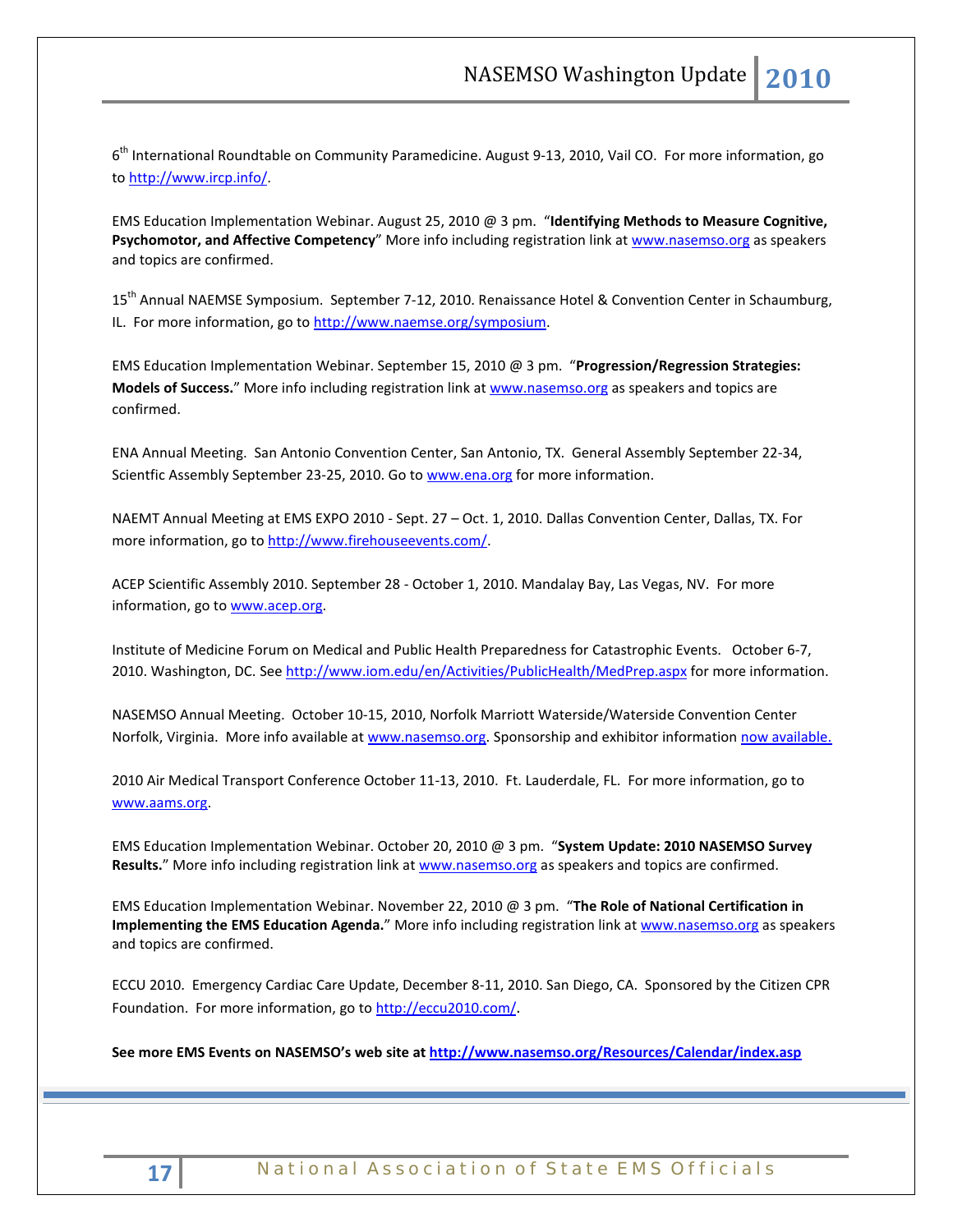6th International Roundtable on Community Paramedicine. August 9-13, 2010, Vail CO. For more information, go to http://www.ircp.info/.

EMS Education Implementation Webinar. August 25, 2010 @ 3 pm. "**Identifying Methods to Measure Cognitive, Psychomotor, and Affective Competency**" More info including registration link at www.nasemso.org as speakers and topics are confirmed.

15th Annual NAEMSE Symposium. September 7-12, 2010. Renaissance Hotel & Convention Center in Schaumburg, IL. For more information, go to http://www.naemse.org/symposium.

EMS Education Implementation Webinar. September 15, 2010 @ 3 pm. "**Progression/Regression Strategies: Models of Success.**" More info including registration link at www.nasemso.org as speakers and topics are confirmed.

ENA Annual Meeting. San Antonio Convention Center, San Antonio, TX. General Assembly September 22-34, Scientfic Assembly September 23-25, 2010. Go to www.ena.org for more information.

NAEMT Annual Meeting at EMS EXPO 2010 - Sept. 27 – Oct. 1, 2010. Dallas Convention Center, Dallas, TX. For more information, go to http://www.firehouseevents.com/.

ACEP Scientific Assembly 2010. September 28 - October 1, 2010. Mandalay Bay, Las Vegas, NV. For more information, go to www.acep.org.

Institute of Medicine Forum on Medical and Public Health Preparedness for Catastrophic Events. October 6-7, 2010. Washington, DC. See http://www.iom.edu/en/Activities/PublicHealth/MedPrep.aspx for more information.

NASEMSO Annual Meeting. October 10-15, 2010, Norfolk Marriott Waterside/Waterside Convention Center Norfolk, Virginia. More info available at www.nasemso.org. Sponsorship and exhibitor information now available.

2010 Air Medical Transport Conference October 11-13, 2010. Ft. Lauderdale, FL. For more information, go to www.aams.org.

EMS Education Implementation Webinar. October 20, 2010 @ 3 pm. "**System Update: 2010 NASEMSO Survey Results.**" More info including registration link at www.nasemso.org as speakers and topics are confirmed.

EMS Education Implementation Webinar. November 22, 2010 @ 3 pm. "**The Role of National Certification in Implementing the EMS Education Agenda.**" More info including registration link at www.nasemso.org as speakers and topics are confirmed.

ECCU 2010. Emergency Cardiac Care Update, December 8-11, 2010. San Diego, CA. Sponsored by the Citizen CPR Foundation. For more information, go to http://eccu2010.com/.

**See more EMS Events on NASEMSO's web site at http://www.nasemso.org/Resources/Calendar/index.asp**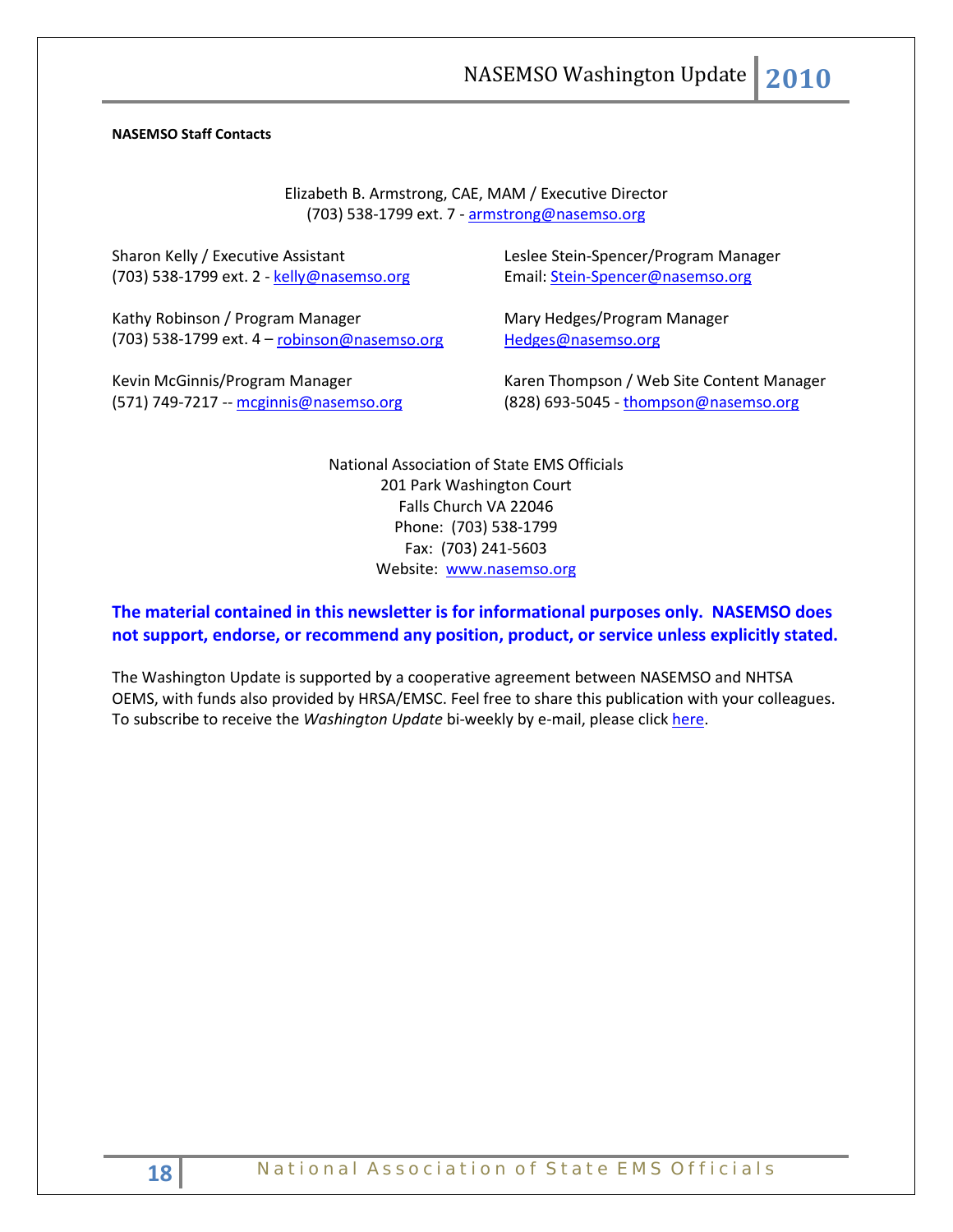**NASEMSO Staff Contacts**

Elizabeth B. Armstrong, CAE, MAM / Executive Director
(703) 538-1799 ext. 7 - armstrong@nasemso.org

Sharon Kelly / Executive Assistant
(703) 538-1799 ext. 2 - kelly@nasemso.org

Kathy Robinson / Program Manager
(703) 538-1799 ext. 4 – robinson@nasemso.org

Kevin McGinnis/Program Manager
(571) 749-7217 -- mcginnis@nasemso.org

Leslee Stein-Spencer/Program Manager
Email: Stein-Spencer@nasemso.org

Mary Hedges/Program Manager
Hedges@nasemso.org

Karen Thompson / Web Site Content Manager
(828) 693-5045 - thompson@nasemso.org

National Association of State EMS Officials
201 Park Washington Court
Falls Church VA 22046
Phone: (703) 538-1799
Fax: (703) 241-5603
Website: www.nasemso.org

**The material contained in this newsletter is for informational purposes only. NASEMSO does not support, endorse, or recommend any position, product, or service unless explicitly stated.**

The Washington Update is supported by a cooperative agreement between NASEMSO and NHTSA OEMS, with funds also provided by HRSA/EMSC. Feel free to share this publication with your colleagues. To subscribe to receive the *Washington Update* bi-weekly by e-mail, please click here.